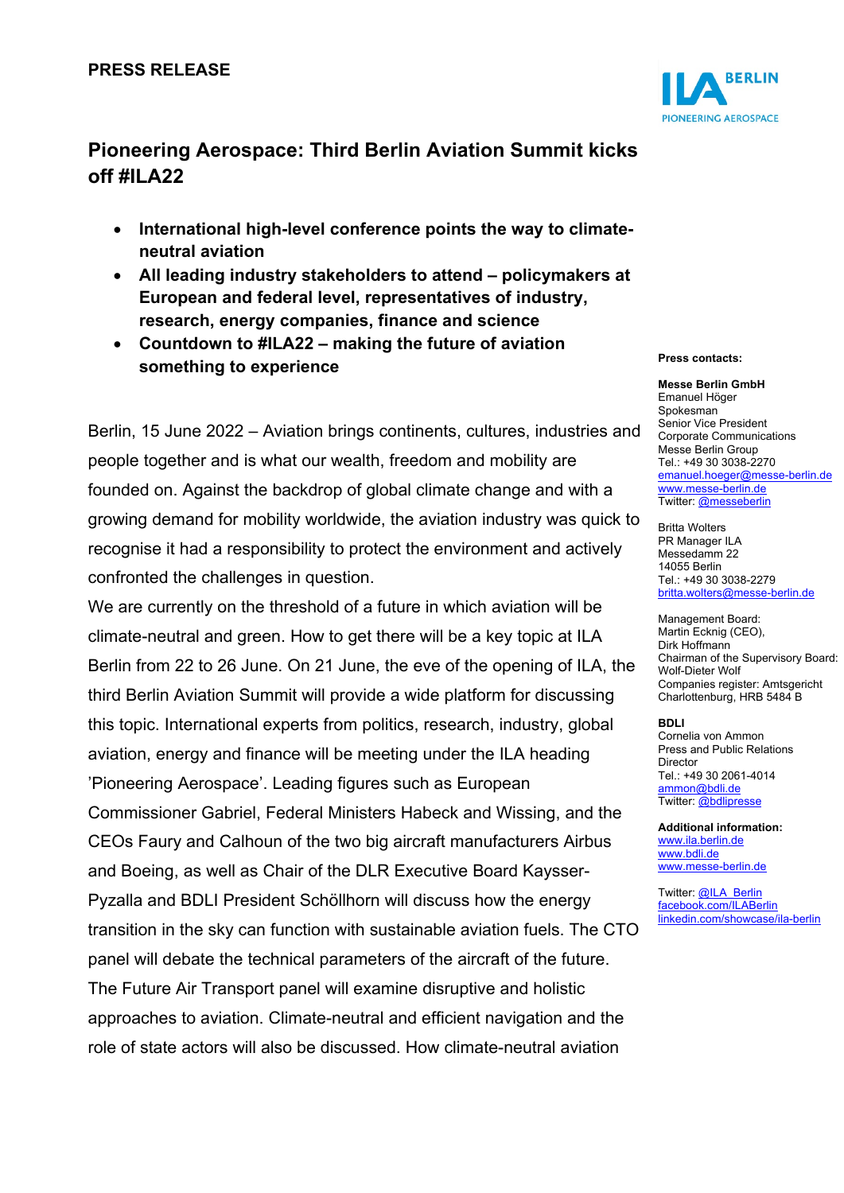**PRESS RELEASE**

# Pioneering Aerospace: Third Berlin Aviation Summit kicks off #ILA22

- **International high-level conference points the way to climate-neutral aviation**
- **All leading industry stakeholders to attend – policymakers at European and federal level, representatives of industry, research, energy companies, finance and science**
- **Countdown to #ILA22 – making the future of aviation something to experience**

Berlin, 15 June 2022 – Aviation brings continents, cultures, industries and people together and is what our wealth, freedom and mobility are founded on. Against the backdrop of global climate change and with a growing demand for mobility worldwide, the aviation industry was quick to recognise it had a responsibility to protect the environment and actively confronted the challenges in question.

We are currently on the threshold of a future in which aviation will be climate-neutral and green. How to get there will be a key topic at ILA Berlin from 22 to 26 June. On 21 June, the eve of the opening of ILA, the third Berlin Aviation Summit will provide a wide platform for discussing this topic. International experts from politics, research, industry, global aviation, energy and finance will be meeting under the ILA heading 'Pioneering Aerospace'. Leading figures such as European Commissioner Gabriel, Federal Ministers Habeck and Wissing, and the CEOs Faury and Calhoun of the two big aircraft manufacturers Airbus and Boeing, as well as Chair of the DLR Executive Board Kaysser-Pyzalla and BDLI President Schöllhorn will discuss how the energy transition in the sky can function with sustainable aviation fuels. The CTO panel will debate the technical parameters of the aircraft of the future. The Future Air Transport panel will examine disruptive and holistic approaches to aviation. Climate-neutral and efficient navigation and the role of state actors will also be discussed. How climate-neutral aviation

**Press contacts:**

**Messe Berlin GmbH**
Emanuel Höger
Spokesman
Senior Vice President
Corporate Communications
Messe Berlin Group
Tel.: +49 30 3038-2270
emanuel.hoeger@messe-berlin.de
www.messe-berlin.de
Twitter: @messeberlin

Britta Wolters
PR Manager ILA
Messedamm 22
14055 Berlin
Tel.: +49 30 3038-2279
britta.wolters@messe-berlin.de

Management Board:
Martin Ecknig (CEO),
Dirk Hoffmann
Chairman of the Supervisory Board:
Wolf-Dieter Wolf
Companies register: Amtsgericht
Charlottenburg, HRB 5484 B

**BDLI**
Cornelia von Ammon
Press and Public Relations
Director
Tel.: +49 30 2061-4014
ammon@bdli.de
Twitter: @bdlipresse

**Additional information:**
www.ila.berlin.de
www.bdli.de
www.messe-berlin.de

Twitter: @ILA_Berlin
facebook.com/ILABerlin
linkedin.com/showcase/ila-berlin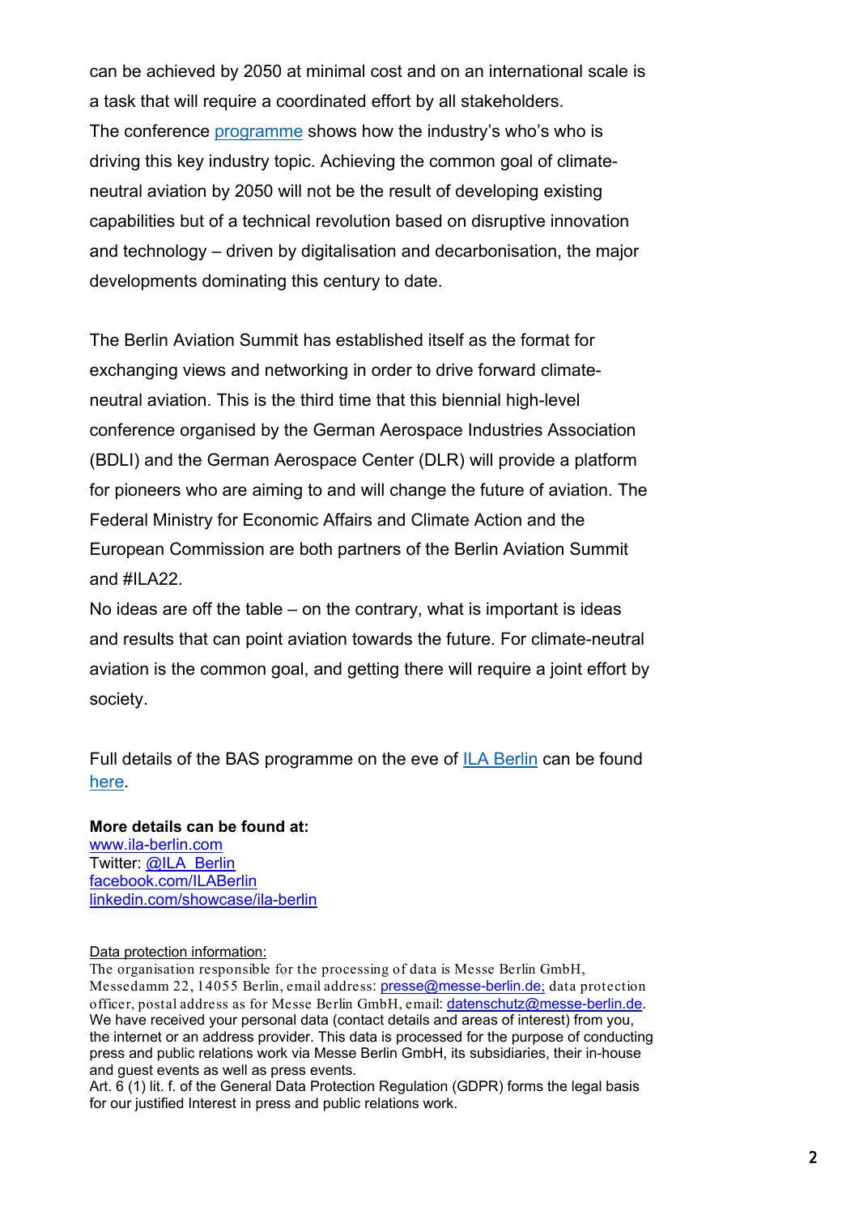can be achieved by 2050 at minimal cost and on an international scale is a task that will require a coordinated effort by all stakeholders.
The conference programme shows how the industry's who's who is driving this key industry topic. Achieving the common goal of climate-neutral aviation by 2050 will not be the result of developing existing capabilities but of a technical revolution based on disruptive innovation and technology – driven by digitalisation and decarbonisation, the major developments dominating this century to date.

The Berlin Aviation Summit has established itself as the format for exchanging views and networking in order to drive forward climate-neutral aviation. This is the third time that this biennial high-level conference organised by the German Aerospace Industries Association (BDLI) and the German Aerospace Center (DLR) will provide a platform for pioneers who are aiming to and will change the future of aviation. The Federal Ministry for Economic Affairs and Climate Action and the European Commission are both partners of the Berlin Aviation Summit and #ILA22.
No ideas are off the table – on the contrary, what is important is ideas and results that can point aviation towards the future. For climate-neutral aviation is the common goal, and getting there will require a joint effort by society.

Full details of the BAS programme on the eve of ILA Berlin can be found here.

**More details can be found at:**
www.ila-berlin.com
Twitter: @ILA_Berlin
facebook.com/ILABerlin
linkedin.com/showcase/ila-berlin

Data protection information:
The organisation responsible for the processing of data is Messe Berlin GmbH, Messedamm 22, 14055 Berlin, email address: presse@messe-berlin.de; data protection officer, postal address as for Messe Berlin GmbH, email: datenschutz@messe-berlin.de.
We have received your personal data (contact details and areas of interest) from you, the internet or an address provider. This data is processed for the purpose of conducting press and public relations work via Messe Berlin GmbH, its subsidiaries, their in-house and guest events as well as press events.
Art. 6 (1) lit. f. of the General Data Protection Regulation (GDPR) forms the legal basis for our justified Interest in press and public relations work.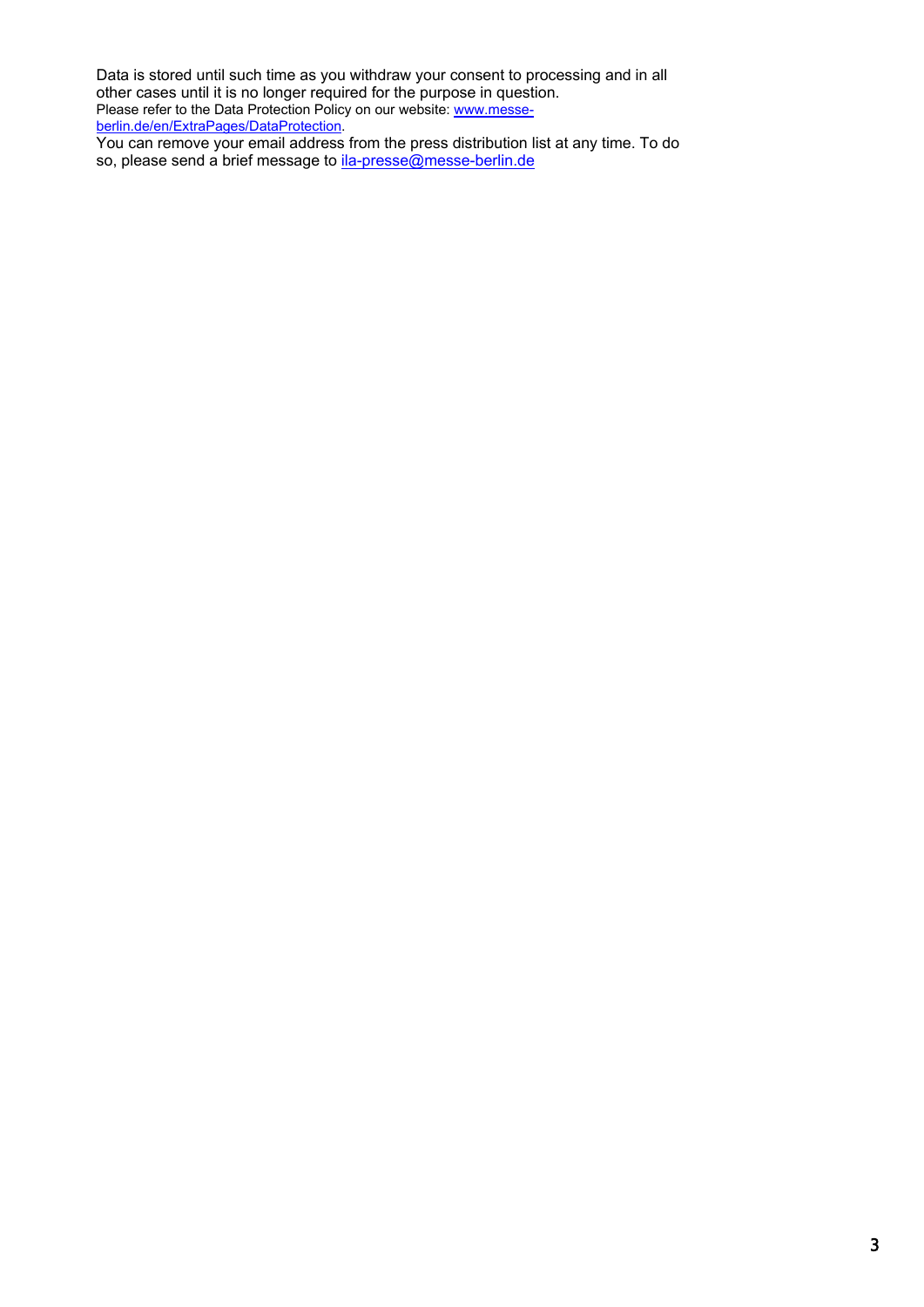Data is stored until such time as you withdraw your consent to processing and in all other cases until it is no longer required for the purpose in question.
Please refer to the Data Protection Policy on our website: [www.messe-berlin.de/en/ExtraPages/DataProtection](www.messe-berlin.de/en/ExtraPages/DataProtection).
You can remove your email address from the press distribution list at any time. To do so, please send a brief message to [ila-presse@messe-berlin.de](mailto:ila-presse@messe-berlin.de)